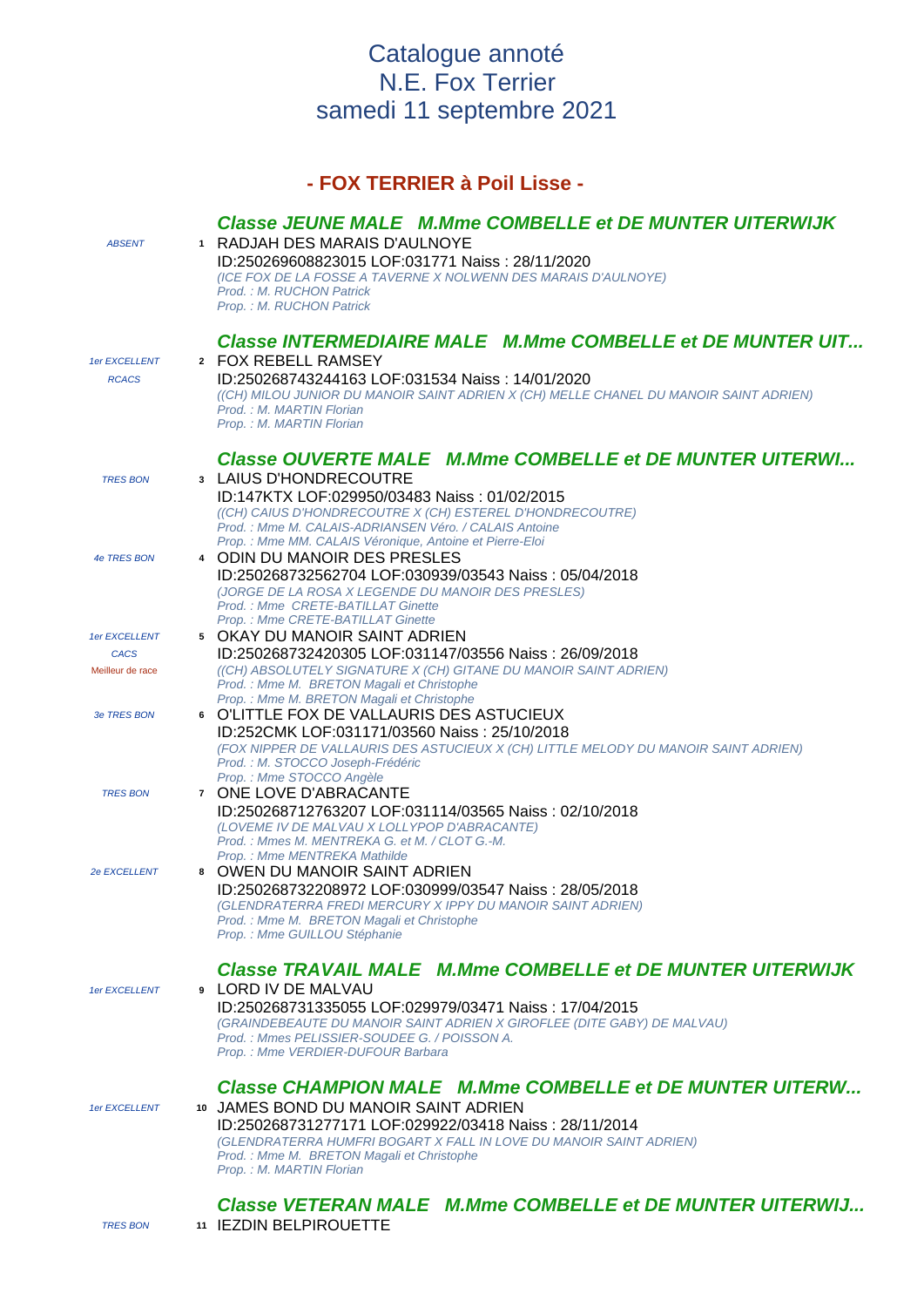# Catalogue annoté
# N.E. Fox Terrier
# samedi 11 septembre 2021

## - FOX TERRIER à Poil Lisse -

### *Classe JEUNE MALE   M.Mme COMBELLE et DE MUNTER UITERWIJK*

*ABSENT*

**1** RADJAH DES MARAIS D'AULNOYE
ID:250269608823015 LOF:031771 Naiss : 28/11/2020
*(ICE FOX DE LA FOSSE A TAVERNE X NOLWENN DES MARAIS D'AULNOYE)*
*Prod. : M. RUCHON Patrick*
*Prop. : M. RUCHON Patrick*

### *Classe INTERMEDIAIRE MALE   M.Mme COMBELLE et DE MUNTER UIT...*

*1er EXCELLENT*
*RCACS*

**2** FOX REBELL RAMSEY
ID:250268743244163 LOF:031534 Naiss : 14/01/2020
*((CH) MILOU JUNIOR DU MANOIR SAINT ADRIEN X (CH) MELLE CHANEL DU MANOIR SAINT ADRIEN)*
*Prod. : M. MARTIN Florian*
*Prop. : M. MARTIN Florian*

### *Classe OUVERTE MALE   M.Mme COMBELLE et DE MUNTER UITERWI...*

*TRES BON*

**3** LAIUS D'HONDRECOUTRE
ID:147KTX LOF:029950/03483 Naiss : 01/02/2015
*((CH) CAIUS D'HONDRECOUTRE X (CH) ESTEREL D'HONDRECOUTRE)*
*Prod. : Mme M. CALAIS-ADRIANSEN Véro. / CALAIS Antoine*
*Prop. : Mme MM. CALAIS Véronique, Antoine et Pierre-Eloi*

*4e TRES BON*

**4** ODIN DU MANOIR DES PRESLES
ID:250268732562704 LOF:030939/03543 Naiss : 05/04/2018
*(JORGE DE LA ROSA X LEGENDE DU MANOIR DES PRESLES)*
*Prod. : Mme CRETE-BATILLAT Ginette*
*Prop. : Mme CRETE-BATILLAT Ginette*

*1er EXCELLENT*
*CACS*
Meilleur de race

**5** OKAY DU MANOIR SAINT ADRIEN
ID:250268732420305 LOF:031147/03556 Naiss : 26/09/2018
*((CH) ABSOLUTELY SIGNATURE X (CH) GITANE DU MANOIR SAINT ADRIEN)*
*Prod. : Mme M. BRETON Magali et Christophe*
*Prop. : Mme M. BRETON Magali et Christophe*

*3e TRES BON*

**6** O'LITTLE FOX DE VALLAURIS DES ASTUCIEUX
ID:252CMK LOF:031171/03560 Naiss : 25/10/2018
*(FOX NIPPER DE VALLAURIS DES ASTUCIEUX X (CH) LITTLE MELODY DU MANOIR SAINT ADRIEN)*
*Prod. : M. STOCCO Joseph-Frédéric*
*Prop. : Mme STOCCO Angèle*

*TRES BON*

**7** ONE LOVE D'ABRACANTE
ID:250268712763207 LOF:031114/03565 Naiss : 02/10/2018
*(LOVEME IV DE MALVAU X LOLLYPOP D'ABRACANTE)*
*Prod. : Mmes M. MENTREKA G. et M. / CLOT G.-M.*
*Prop. : Mme MENTREKA Mathilde*

*2e EXCELLENT*

**8** OWEN DU MANOIR SAINT ADRIEN
ID:250268732208972 LOF:030999/03547 Naiss : 28/05/2018
*(GLENDRATERRA FREDI MERCURY X IPPY DU MANOIR SAINT ADRIEN)*
*Prod. : Mme M. BRETON Magali et Christophe*
*Prop. : Mme GUILLOU Stéphanie*

### *Classe TRAVAIL MALE   M.Mme COMBELLE et DE MUNTER UITERWIJK*

*1er EXCELLENT*

**9** LORD IV DE MALVAU
ID:250268731335055 LOF:029979/03471 Naiss : 17/04/2015
*(GRAINDEBEAUTE DU MANOIR SAINT ADRIEN X GIROFLEE (DITE GABY) DE MALVAU)*
*Prod. : Mmes PELISSIER-SOUDEE G. / POISSON A.*
*Prop. : Mme VERDIER-DUFOUR Barbara*

### *Classe CHAMPION MALE   M.Mme COMBELLE et DE MUNTER UITERW...*

*1er EXCELLENT*

**10** JAMES BOND DU MANOIR SAINT ADRIEN
ID:250268731277171 LOF:029922/03418 Naiss : 28/11/2014
*(GLENDRATERRA HUMFRI BOGART X FALL IN LOVE DU MANOIR SAINT ADRIEN)*
*Prod. : Mme M. BRETON Magali et Christophe*
*Prop. : M. MARTIN Florian*

### *Classe VETERAN MALE   M.Mme COMBELLE et DE MUNTER UITERWIJ...*

*TRES BON*

**11** IEZDIN BELPIROUETTE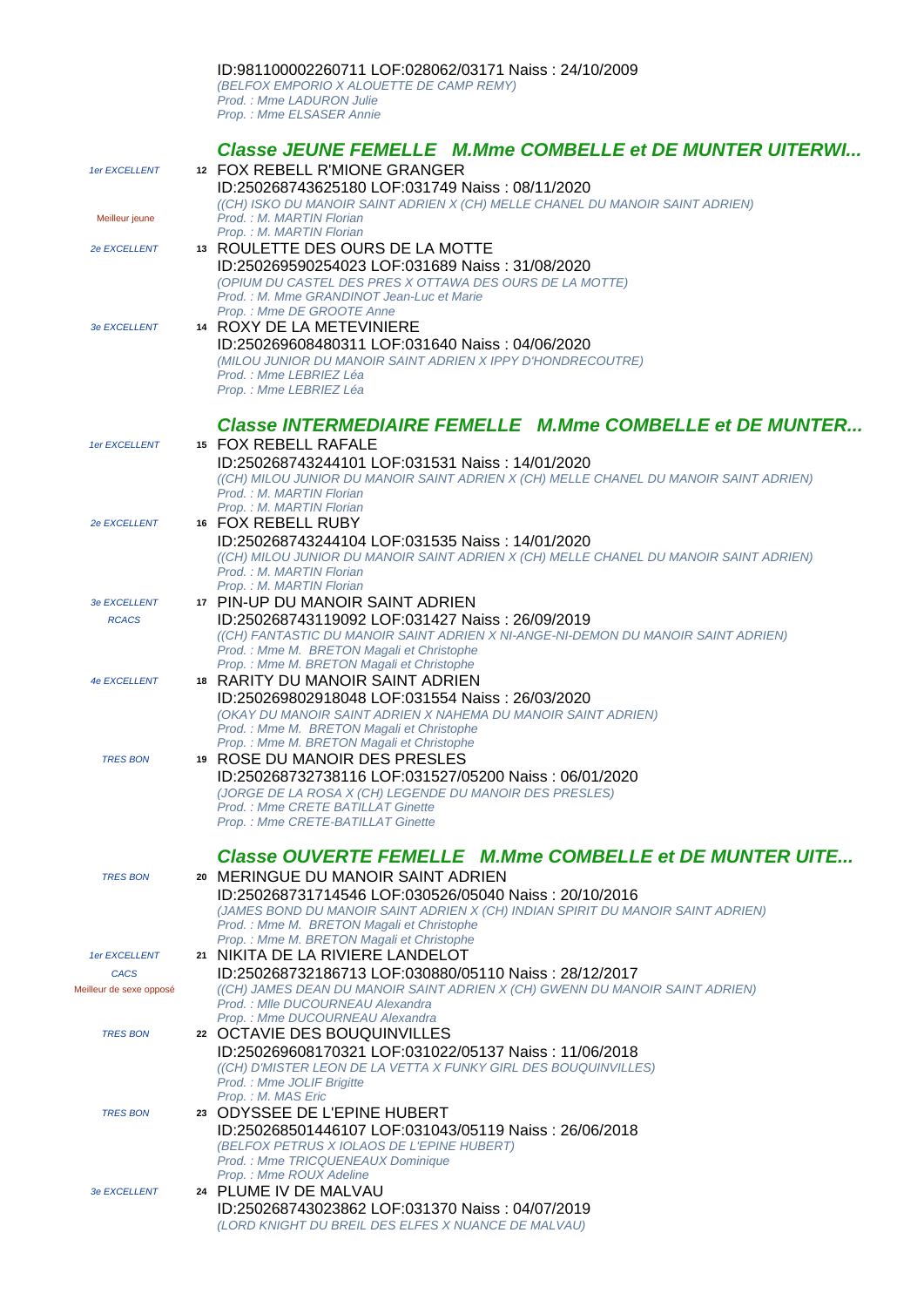ID:981100002260711 LOF:028062/03171 Naiss : 24/10/2009
*(BELFOX EMPORIO X ALOUETTE DE CAMP REMY)*
*Prod. : Mme LADURON Julie*
*Prop. : Mme ELSASER Annie*

## *Classe JEUNE FEMELLE M.Mme COMBELLE et DE MUNTER UITERWI...*

*1er EXCELLENT* — *Meilleur jeune*
**12** FOX REBELL R'MIONE GRANGER
ID:250268743625180 LOF:031749 Naiss : 08/11/2020
*((CH) ISKO DU MANOIR SAINT ADRIEN X (CH) MELLE CHANEL DU MANOIR SAINT ADRIEN)*
*Prod. : M. MARTIN Florian*
*Prop. : M. MARTIN Florian*

*2e EXCELLENT*
**13** ROULETTE DES OURS DE LA MOTTE
ID:250269590254023 LOF:031689 Naiss : 31/08/2020
*(OPIUM DU CASTEL DES PRES X OTTAWA DES OURS DE LA MOTTE)*
*Prod. : M. Mme GRANDINOT Jean-Luc et Marie*
*Prop. : Mme DE GROOTE Anne*

*3e EXCELLENT*
**14** ROXY DE LA METEVINIERE
ID:250269608480311 LOF:031640 Naiss : 04/06/2020
*(MILOU JUNIOR DU MANOIR SAINT ADRIEN X IPPY D'HONDRECOUTRE)*
*Prod. : Mme LEBRIEZ Léa*
*Prop. : Mme LEBRIEZ Léa*

## *Classe INTERMEDIAIRE FEMELLE M.Mme COMBELLE et DE MUNTER...*

*1er EXCELLENT*
**15** FOX REBELL RAFALE
ID:250268743244101 LOF:031531 Naiss : 14/01/2020
*((CH) MILOU JUNIOR DU MANOIR SAINT ADRIEN X (CH) MELLE CHANEL DU MANOIR SAINT ADRIEN)*
*Prod. : M. MARTIN Florian*
*Prop. : M. MARTIN Florian*

*2e EXCELLENT*
**16** FOX REBELL RUBY
ID:250268743244104 LOF:031535 Naiss : 14/01/2020
*((CH) MILOU JUNIOR DU MANOIR SAINT ADRIEN X (CH) MELLE CHANEL DU MANOIR SAINT ADRIEN)*
*Prod. : M. MARTIN Florian*
*Prop. : M. MARTIN Florian*

*3e EXCELLENT* — *RCACS*
**17** PIN-UP DU MANOIR SAINT ADRIEN
ID:250268743119092 LOF:031427 Naiss : 26/09/2019
*((CH) FANTASTIC DU MANOIR SAINT ADRIEN X NI-ANGE-NI-DEMON DU MANOIR SAINT ADRIEN)*
*Prod. : Mme M. BRETON Magali et Christophe*
*Prop. : Mme M. BRETON Magali et Christophe*

*4e EXCELLENT*
**18** RARITY DU MANOIR SAINT ADRIEN
ID:250269802918048 LOF:031554 Naiss : 26/03/2020
*(OKAY DU MANOIR SAINT ADRIEN X NAHEMA DU MANOIR SAINT ADRIEN)*
*Prod. : Mme M. BRETON Magali et Christophe*
*Prop. : Mme M. BRETON Magali et Christophe*

*TRES BON*
**19** ROSE DU MANOIR DES PRESLES
ID:250268732738116 LOF:031527/05200 Naiss : 06/01/2020
*(JORGE DE LA ROSA X (CH) LEGENDE DU MANOIR DES PRESLES)*
*Prod. : Mme CRETE BATILLAT Ginette*
*Prop. : Mme CRETE-BATILLAT Ginette*

## *Classe OUVERTE FEMELLE M.Mme COMBELLE et DE MUNTER UITE...*

*TRES BON*
**20** MERINGUE DU MANOIR SAINT ADRIEN
ID:250268731714546 LOF:030526/05040 Naiss : 20/10/2016
*(JAMES BOND DU MANOIR SAINT ADRIEN X (CH) INDIAN SPIRIT DU MANOIR SAINT ADRIEN)*
*Prod. : Mme M. BRETON Magali et Christophe*
*Prop. : Mme M. BRETON Magali et Christophe*

*1er EXCELLENT* — *CACS* — *Meilleur de sexe opposé*
**21** NIKITA DE LA RIVIERE LANDELOT
ID:250268732186713 LOF:030880/05110 Naiss : 28/12/2017
*((CH) JAMES DEAN DU MANOIR SAINT ADRIEN X (CH) GWENN DU MANOIR SAINT ADRIEN)*
*Prod. : Mlle DUCOURNEAU Alexandra*
*Prop. : Mme DUCOURNEAU Alexandra*

*TRES BON*
**22** OCTAVIE DES BOUQUINVILLES
ID:250269608170321 LOF:031022/05137 Naiss : 11/06/2018
*((CH) D'MISTER LEON DE LA VETTA X FUNKY GIRL DES BOUQUINVILLES)*
*Prod. : Mme JOLIF Brigitte*
*Prop. : M. MAS Eric*

*TRES BON*
**23** ODYSSEE DE L'EPINE HUBERT
ID:250268501446107 LOF:031043/05119 Naiss : 26/06/2018
*(BELFOX PETRUS X IOLAOS DE L'EPINE HUBERT)*
*Prod. : Mme TRICQUENEAUX Dominique*
*Prop. : Mme ROUX Adeline*

*3e EXCELLENT*
**24** PLUME IV DE MALVAU
ID:250268743023862 LOF:031370 Naiss : 04/07/2019
*(LORD KNIGHT DU BREIL DES ELFES X NUANCE DE MALVAU)*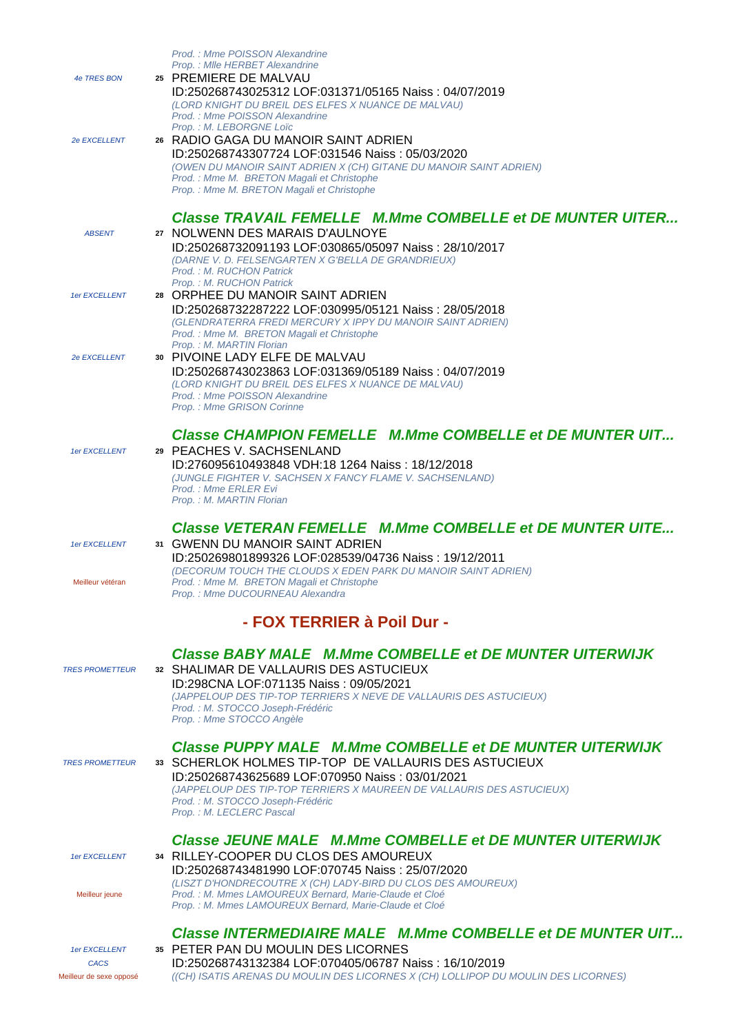*Prod. : Mme POISSON Alexandrine*
*Prop. : Mlle HERBET Alexandrine*

*4e TRES BON* **25** PREMIERE DE MALVAU
ID:250268743025312 LOF:031371/05165 Naiss : 04/07/2019
*(LORD KNIGHT DU BREIL DES ELFES X NUANCE DE MALVAU)*
*Prod. : Mme POISSON Alexandrine*
*Prop. : M. LEBORGNE Loïc*

*2e EXCELLENT* **26** RADIO GAGA DU MANOIR SAINT ADRIEN
ID:250268743307724 LOF:031546 Naiss : 05/03/2020
*(OWEN DU MANOIR SAINT ADRIEN X (CH) GITANE DU MANOIR SAINT ADRIEN)*
*Prod. : Mme M. BRETON Magali et Christophe*
*Prop. : Mme M. BRETON Magali et Christophe*

### Classe TRAVAIL FEMELLE M.Mme COMBELLE et DE MUNTER UITER...

*ABSENT* **27** NOLWENN DES MARAIS D'AULNOYE
ID:250268732091193 LOF:030865/05097 Naiss : 28/10/2017
*(DARNE V. D. FELSENGARTEN X G'BELLA DE GRANDRIEUX)*
*Prod. : M. RUCHON Patrick*
*Prop. : M. RUCHON Patrick*

*1er EXCELLENT* **28** ORPHEE DU MANOIR SAINT ADRIEN
ID:250268732287222 LOF:030995/05121 Naiss : 28/05/2018
*(GLENDRATERRA FREDI MERCURY X IPPY DU MANOIR SAINT ADRIEN)*
*Prod. : Mme M. BRETON Magali et Christophe*
*Prop. : M. MARTIN Florian*

*2e EXCELLENT* **30** PIVOINE LADY ELFE DE MALVAU
ID:250268743023863 LOF:031369/05189 Naiss : 04/07/2019
*(LORD KNIGHT DU BREIL DES ELFES X NUANCE DE MALVAU)*
*Prod. : Mme POISSON Alexandrine*
*Prop. : Mme GRISON Corinne*

### Classe CHAMPION FEMELLE M.Mme COMBELLE et DE MUNTER UIT...

*1er EXCELLENT* **29** PEACHES V. SACHSENLAND
ID:276095610493848 VDH:18 1264 Naiss : 18/12/2018
*(JUNGLE FIGHTER V. SACHSEN X FANCY FLAME V. SACHSENLAND)*
*Prod. : Mme ERLER Evi*
*Prop. : M. MARTIN Florian*

### Classe VETERAN FEMELLE M.Mme COMBELLE et DE MUNTER UITE...

*1er EXCELLENT* **31** GWENN DU MANOIR SAINT ADRIEN
ID:250269801899326 LOF:028539/04736 Naiss : 19/12/2011
*(DECORUM TOUCH THE CLOUDS X EDEN PARK DU MANOIR SAINT ADRIEN)*
Meilleur vétéran
*Prod. : Mme M. BRETON Magali et Christophe*
*Prop. : Mme DUCOURNEAU Alexandra*

## - FOX TERRIER à Poil Dur -

### Classe BABY MALE M.Mme COMBELLE et DE MUNTER UITERWIJK

*TRES PROMETTEUR* **32** SHALIMAR DE VALLAURIS DES ASTUCIEUX
ID:298CNA LOF:071135 Naiss : 09/05/2021
*(JAPPELOUP DES TIP-TOP TERRIERS X NEVE DE VALLAURIS DES ASTUCIEUX)*
*Prod. : M. STOCCO Joseph-Frédéric*
*Prop. : Mme STOCCO Angèle*

### Classe PUPPY MALE M.Mme COMBELLE et DE MUNTER UITERWIJK

*TRES PROMETTEUR* **33** SCHERLOK HOLMES TIP-TOP DE VALLAURIS DES ASTUCIEUX
ID:250268743625689 LOF:070950 Naiss : 03/01/2021
*(JAPPELOUP DES TIP-TOP TERRIERS X MAUREEN DE VALLAURIS DES ASTUCIEUX)*
*Prod. : M. STOCCO Joseph-Frédéric*
*Prop. : M. LECLERC Pascal*

### Classe JEUNE MALE M.Mme COMBELLE et DE MUNTER UITERWIJK

*1er EXCELLENT* **34** RILLEY-COOPER DU CLOS DES AMOUREUX
ID:250268743481990 LOF:070745 Naiss : 25/07/2020
*(LISZT D'HONDRECOUTRE X (CH) LADY-BIRD DU CLOS DES AMOUREUX)*
Meilleur jeune
*Prod. : M. Mmes LAMOUREUX Bernard, Marie-Claude et Cloé*
*Prop. : M. Mmes LAMOUREUX Bernard, Marie-Claude et Cloé*

### Classe INTERMEDIAIRE MALE M.Mme COMBELLE et DE MUNTER UIT...

*1er EXCELLENT* **35** PETER PAN DU MOULIN DES LICORNES
*CACS*
ID:250268743132384 LOF:070405/06787 Naiss : 16/10/2019
Meilleur de sexe opposé
*((CH) ISATIS ARENAS DU MOULIN DES LICORNES X (CH) LOLLIPOP DU MOULIN DES LICORNES)*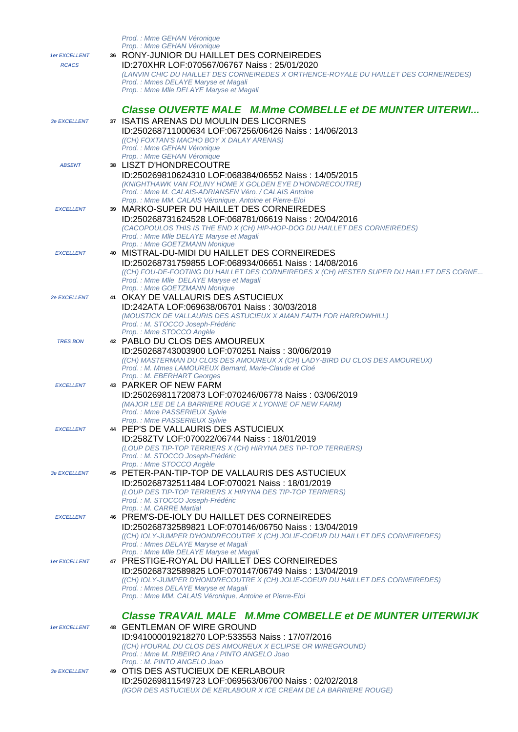Prod. : Mme GEHAN Véronique
Prop. : Mme GEHAN Véronique

*1er EXCELLENT*
*RCACS*
**36** RONY-JUNIOR DU HAILLET DES CORNEIREDES
ID:270XHR LOF:070567/06767 Naiss : 25/01/2020
*(LANVIN CHIC DU HAILLET DES CORNEIREDES X ORTHENCE-ROYALE DU HAILLET DES CORNEIREDES)*
*Prod. : Mmes DELAYE Maryse et Magali*
*Prop. : Mme Mlle DELAYE Maryse et Magali*

## Classe OUVERTE MALE M.Mme COMBELLE et DE MUNTER UITERWI...

*3e EXCELLENT*
**37** ISATIS ARENAS DU MOULIN DES LICORNES
ID:250268711000634 LOF:067256/06426 Naiss : 14/06/2013
*((CH) FOXTAN'S MACHO BOY X DALAY ARENAS)*
*Prod. : Mme GEHAN Véronique*
*Prop. : Mme GEHAN Véronique*

*ABSENT*
**38** LISZT D'HONDRECOUTRE
ID:250269810624310 LOF:068384/06552 Naiss : 14/05/2015
*(KNIGHTHAWK VAN FOLINY HOME X GOLDEN EYE D'HONDRECOUTRE)*
*Prod. : Mme M. CALAIS-ADRIANSEN Véro. / CALAIS Antoine*
*Prop. : Mme MM. CALAIS Véronique, Antoine et Pierre-Eloi*

*EXCELLENT*
**39** MARKO-SUPER DU HAILLET DES CORNEIREDES
ID:250268731624528 LOF:068781/06619 Naiss : 20/04/2016
*(CACOPOULOS THIS IS THE END X (CH) HIP-HOP-DOG DU HAILLET DES CORNEIREDES)*
*Prod. : Mme Mlle DELAYE Maryse et Magali*
*Prop. : Mme GOETZMANN Monique*

*EXCELLENT*
**40** MISTRAL-DU-MIDI DU HAILLET DES CORNEIREDES
ID:250268731759855 LOF:068934/06651 Naiss : 14/08/2016
*((CH) FOU-DE-FOOTING DU HAILLET DES CORNEIREDES X (CH) HESTER SUPER DU HAILLET DES CORNE...*
*Prod. : Mme Mlle DELAYE Maryse et Magali*
*Prop. : Mme GOETZMANN Monique*

*2e EXCELLENT*
**41** OKAY DE VALLAURIS DES ASTUCIEUX
ID:242ATA LOF:069638/06701 Naiss : 30/03/2018
*(MOUSTICK DE VALLAURIS DES ASTUCIEUX X AMAN FAITH FOR HARROWHILL)*
*Prod. : M. STOCCO Joseph-Frédéric*
*Prop. : Mme STOCCO Angèle*

*TRES BON*
**42** PABLO DU CLOS DES AMOUREUX
ID:250268743003900 LOF:070251 Naiss : 30/06/2019
*((CH) MASTERMAN DU CLOS DES AMOUREUX X (CH) LADY-BIRD DU CLOS DES AMOUREUX)*
*Prod. : M. Mmes LAMOUREUX Bernard, Marie-Claude et Cloé*
*Prop. : M. EBERHART Georges*

*EXCELLENT*
**43** PARKER OF NEW FARM
ID:250269811720873 LOF:070246/06778 Naiss : 03/06/2019
*(MAJOR LEE DE LA BARRIERE ROUGE X LYONNE OF NEW FARM)*
*Prod. : Mme PASSERIEUX Sylvie*
*Prop. : Mme PASSERIEUX Sylvie*

*EXCELLENT*
**44** PEP'S DE VALLAURIS DES ASTUCIEUX
ID:258ZTV LOF:070022/06744 Naiss : 18/01/2019
*(LOUP DES TIP-TOP TERRIERS X (CH) HIRYNA DES TIP-TOP TERRIERS)*
*Prod. : M. STOCCO Joseph-Frédéric*
*Prop. : Mme STOCCO Angèle*

*3e EXCELLENT*
**45** PETER-PAN-TIP-TOP DE VALLAURIS DES ASTUCIEUX
ID:250268732511484 LOF:070021 Naiss : 18/01/2019
*(LOUP DES TIP-TOP TERRIERS X HIRYNA DES TIP-TOP TERRIERS)*
*Prod. : M. STOCCO Joseph-Frédéric*
*Prop. : M. CARRE Martial*

*EXCELLENT*
**46** PREM'S-DE-IOLY DU HAILLET DES CORNEIREDES
ID:250268732589821 LOF:070146/06750 Naiss : 13/04/2019
*((CH) IOLY-JUMPER D'HONDRECOUTRE X (CH) JOLIE-COEUR DU HAILLET DES CORNEIREDES)*
*Prod. : Mmes DELAYE Maryse et Magali*
*Prop. : Mme Mlle DELAYE Maryse et Magali*

*1er EXCELLENT*
**47** PRESTIGE-ROYAL DU HAILLET DES CORNEIREDES
ID:250268732589825 LOF:070147/06749 Naiss : 13/04/2019
*((CH) IOLY-JUMPER D'HONDRECOUTRE X (CH) JOLIE-COEUR DU HAILLET DES CORNEIREDES)*
*Prod. : Mmes DELAYE Maryse et Magali*
*Prop. : Mme MM. CALAIS Véronique, Antoine et Pierre-Eloi*

## Classe TRAVAIL MALE M.Mme COMBELLE et DE MUNTER UITERWIJK

*1er EXCELLENT*
**48** GENTLEMAN OF WIRE GROUND
ID:941000019218270 LOP:533553 Naiss : 17/07/2016
*((CH) H'OURAL DU CLOS DES AMOUREUX X ECLIPSE OR WIREGROUND)*
*Prod. : Mme M. RIBEIRO Ana / PINTO ANGELO Joao*
*Prop. : M. PINTO ANGELO Joao*

*3e EXCELLENT*
**49** OTIS DES ASTUCIEUX DE KERLABOUR
ID:250269811549723 LOF:069563/06700 Naiss : 02/02/2018
*(IGOR DES ASTUCIEUX DE KERLABOUR X ICE CREAM DE LA BARRIERE ROUGE)*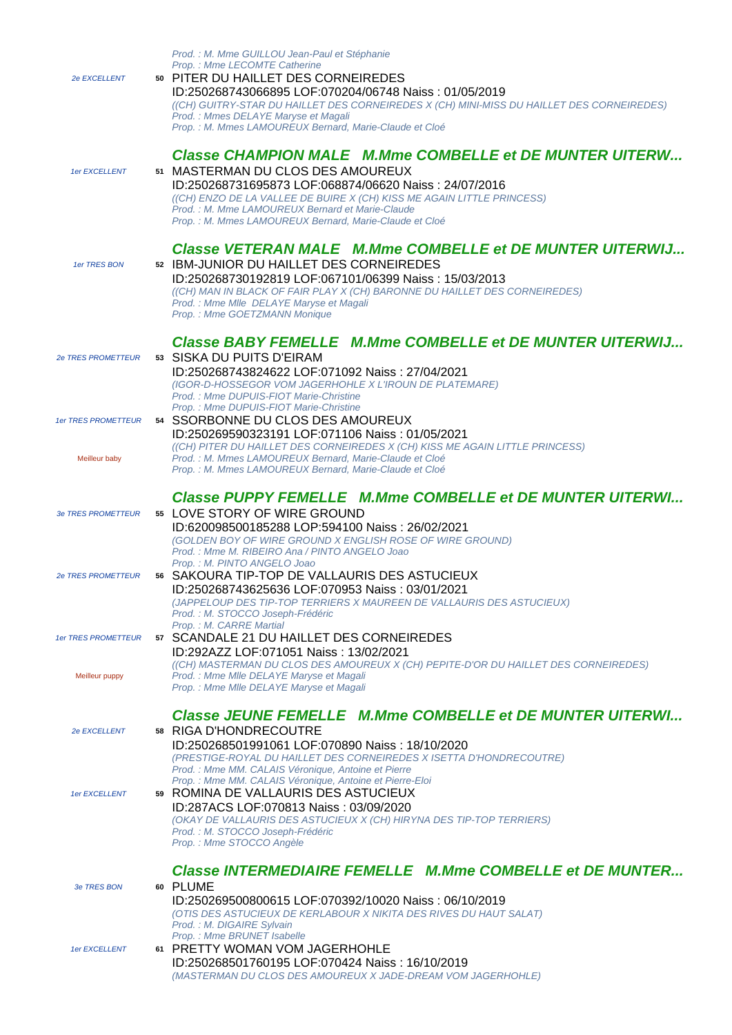*Prod. : M. Mme GUILLOU Jean-Paul et Stéphanie*
*Prop. : Mme LECOMTE Catherine*

*2e EXCELLENT* **50** PITER DU HAILLET DES CORNEIREDES
ID:250268743066895 LOF:070204/06748 Naiss : 01/05/2019
*((CH) GUITRY-STAR DU HAILLET DES CORNEIREDES X (CH) MINI-MISS DU HAILLET DES CORNEIREDES)*
*Prod. : Mmes DELAYE Maryse et Magali*
*Prop. : M. Mmes LAMOUREUX Bernard, Marie-Claude et Cloé*

## *Classe CHAMPION MALE M.Mme COMBELLE et DE MUNTER UITERW...*

*1er EXCELLENT* **51** MASTERMAN DU CLOS DES AMOUREUX
ID:250268731695873 LOF:068874/06620 Naiss : 24/07/2016
*((CH) ENZO DE LA VALLEE DE BUIRE X (CH) KISS ME AGAIN LITTLE PRINCESS)*
*Prod. : M. Mme LAMOUREUX Bernard et Marie-Claude*
*Prop. : M. Mmes LAMOUREUX Bernard, Marie-Claude et Cloé*

## *Classe VETERAN MALE M.Mme COMBELLE et DE MUNTER UITERWIJ...*

*1er TRES BON* **52** IBM-JUNIOR DU HAILLET DES CORNEIREDES
ID:250268730192819 LOF:067101/06399 Naiss : 15/03/2013
*((CH) MAN IN BLACK OF FAIR PLAY X (CH) BARONNE DU HAILLET DES CORNEIREDES)*
*Prod. : Mme Mlle DELAYE Maryse et Magali*
*Prop. : Mme GOETZMANN Monique*

## *Classe BABY FEMELLE M.Mme COMBELLE et DE MUNTER UITERWIJ...*

*2e TRES PROMETTEUR* **53** SISKA DU PUITS D'EIRAM
ID:250268743824622 LOF:071092 Naiss : 27/04/2021
*(IGOR-D-HOSSEGOR VOM JAGERHOHLE X L'IROUN DE PLATEMARE)*
*Prod. : Mme DUPUIS-FIOT Marie-Christine*
*Prop. : Mme DUPUIS-FIOT Marie-Christine*

*1er TRES PROMETTEUR* **54** SSORBONNE DU CLOS DES AMOUREUX
ID:250269590323191 LOF:071106 Naiss : 01/05/2021
*((CH) PITER DU HAILLET DES CORNEIREDES X (CH) KISS ME AGAIN LITTLE PRINCESS)*
Meilleur baby
*Prod. : M. Mmes LAMOUREUX Bernard, Marie-Claude et Cloé*
*Prop. : M. Mmes LAMOUREUX Bernard, Marie-Claude et Cloé*

## *Classe PUPPY FEMELLE M.Mme COMBELLE et DE MUNTER UITERWI...*

*3e TRES PROMETTEUR* **55** LOVE STORY OF WIRE GROUND
ID:620098500185288 LOP:594100 Naiss : 26/02/2021
*(GOLDEN BOY OF WIRE GROUND X ENGLISH ROSE OF WIRE GROUND)*
*Prod. : Mme M. RIBEIRO Ana / PINTO ANGELO Joao*
*Prop. : M. PINTO ANGELO Joao*

*2e TRES PROMETTEUR* **56** SAKOURA TIP-TOP DE VALLAURIS DES ASTUCIEUX
ID:250268743625636 LOF:070953 Naiss : 03/01/2021
*(JAPPELOUP DES TIP-TOP TERRIERS X MAUREEN DE VALLAURIS DES ASTUCIEUX)*
*Prod. : M. STOCCO Joseph-Frédéric*
*Prop. : M. CARRE Martial*

*1er TRES PROMETTEUR* **57** SCANDALE 21 DU HAILLET DES CORNEIREDES
ID:292AZZ LOF:071051 Naiss : 13/02/2021
*((CH) MASTERMAN DU CLOS DES AMOUREUX X (CH) PEPITE-D'OR DU HAILLET DES CORNEIREDES)*
Meilleur puppy
*Prod. : Mme Mlle DELAYE Maryse et Magali*
*Prop. : Mme Mlle DELAYE Maryse et Magali*

## *Classe JEUNE FEMELLE M.Mme COMBELLE et DE MUNTER UITERWI...*

*2e EXCELLENT* **58** RIGA D'HONDRECOUTRE
ID:250268501991061 LOF:070890 Naiss : 18/10/2020
*(PRESTIGE-ROYAL DU HAILLET DES CORNEIREDES X ISETTA D'HONDRECOUTRE)*
*Prod. : Mme MM. CALAIS Véronique, Antoine et Pierre*
*Prop. : Mme MM. CALAIS Véronique, Antoine et Pierre-Eloi*

*1er EXCELLENT* **59** ROMINA DE VALLAURIS DES ASTUCIEUX
ID:287ACS LOF:070813 Naiss : 03/09/2020
*(OKAY DE VALLAURIS DES ASTUCIEUX X (CH) HIRYNA DES TIP-TOP TERRIERS)*
*Prod. : M. STOCCO Joseph-Frédéric*
*Prop. : Mme STOCCO Angèle*

## *Classe INTERMEDIAIRE FEMELLE M.Mme COMBELLE et DE MUNTER...*

*3e TRES BON* **60** PLUME
ID:250269500800615 LOF:070392/10020 Naiss : 06/10/2019
*(OTIS DES ASTUCIEUX DE KERLABOUR X NIKITA DES RIVES DU HAUT SALAT)*
*Prod. : M. DIGAIRE Sylvain*
*Prop. : Mme BRUNET Isabelle*

*1er EXCELLENT* **61** PRETTY WOMAN VOM JAGERHOHLE
ID:250268501760195 LOF:070424 Naiss : 16/10/2019
*(MASTERMAN DU CLOS DES AMOUREUX X JADE-DREAM VOM JAGERHOHLE)*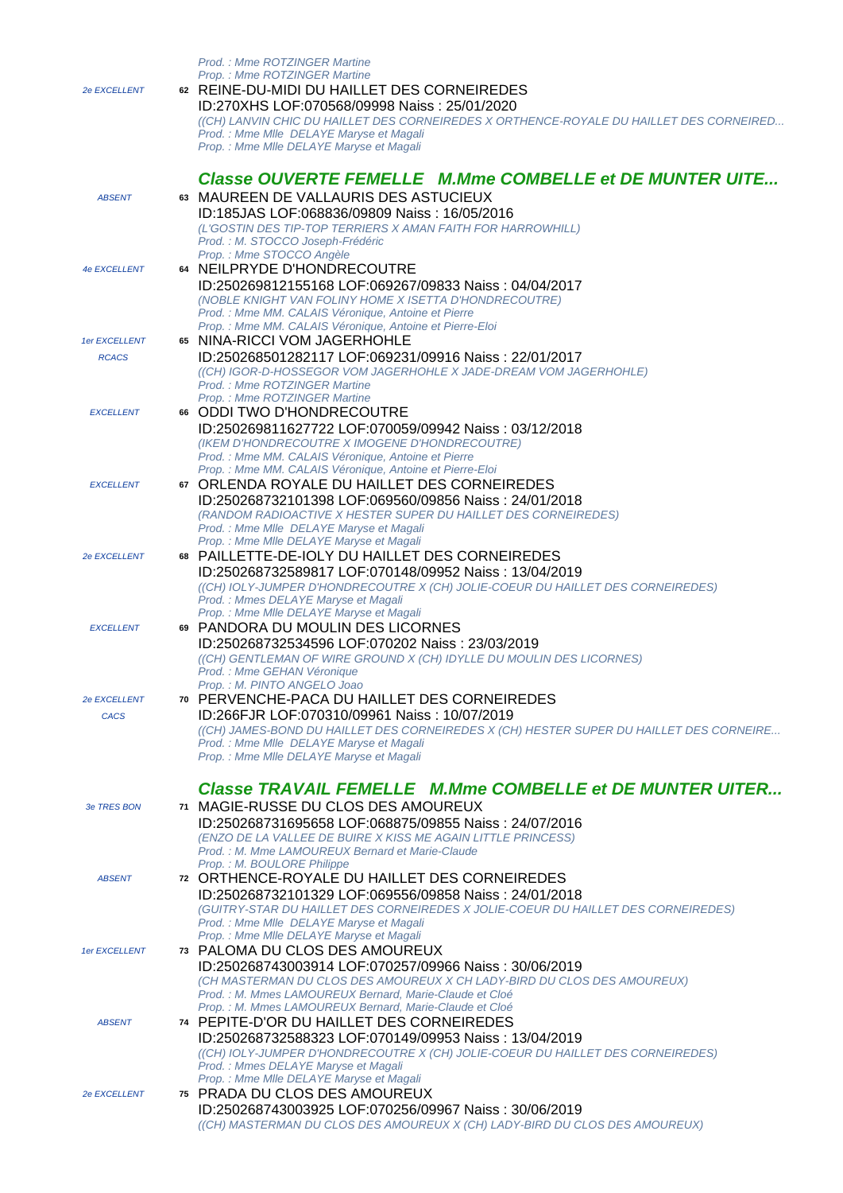*Prod. : Mme ROTZINGER Martine*
*Prop. : Mme ROTZINGER Martine*

*2e EXCELLENT* **62** REINE-DU-MIDI DU HAILLET DES CORNEIREDES
ID:270XHS LOF:070568/09998 Naiss : 25/01/2020
*((CH) LANVIN CHIC DU HAILLET DES CORNEIREDES X ORTHENCE-ROYALE DU HAILLET DES CORNEIRED...*
*Prod. : Mme Mlle DELAYE Maryse et Magali*
*Prop. : Mme Mlle DELAYE Maryse et Magali*

## *Classe OUVERTE FEMELLE M.Mme COMBELLE et DE MUNTER UITE...*

*ABSENT* **63** MAUREEN DE VALLAURIS DES ASTUCIEUX
ID:185JAS LOF:068836/09809 Naiss : 16/05/2016
*(L'GOSTIN DES TIP-TOP TERRIERS X AMAN FAITH FOR HARROWHILL)*
*Prod. : M. STOCCO Joseph-Frédéric*
*Prop. : Mme STOCCO Angèle*

*4e EXCELLENT* **64** NEILPRYDE D'HONDRECOUTRE
ID:250269812155168 LOF:069267/09833 Naiss : 04/04/2017
*(NOBLE KNIGHT VAN FOLINY HOME X ISETTA D'HONDRECOUTRE)*
*Prod. : Mme MM. CALAIS Véronique, Antoine et Pierre*
*Prop. : Mme MM. CALAIS Véronique, Antoine et Pierre-Eloi*

*1er EXCELLENT RCACS* **65** NINA-RICCI VOM JAGERHOHLE
ID:250268501282117 LOF:069231/09916 Naiss : 22/01/2017
*((CH) IGOR-D-HOSSEGOR VOM JAGERHOHLE X JADE-DREAM VOM JAGERHOHLE)*
*Prod. : Mme ROTZINGER Martine*
*Prop. : Mme ROTZINGER Martine*

*EXCELLENT* **66** ODDI TWO D'HONDRECOUTRE
ID:250269811627722 LOF:070059/09942 Naiss : 03/12/2018
*(IKEM D'HONDRECOUTRE X IMOGENE D'HONDRECOUTRE)*
*Prod. : Mme MM. CALAIS Véronique, Antoine et Pierre*
*Prop. : Mme MM. CALAIS Véronique, Antoine et Pierre-Eloi*

*EXCELLENT* **67** ORLENDA ROYALE DU HAILLET DES CORNEIREDES
ID:250268732101398 LOF:069560/09856 Naiss : 24/01/2018
*(RANDOM RADIOACTIVE X HESTER SUPER DU HAILLET DES CORNEIREDES)*
*Prod. : Mme Mlle DELAYE Maryse et Magali*
*Prop. : Mme Mlle DELAYE Maryse et Magali*

*2e EXCELLENT* **68** PAILLETTE-DE-IOLY DU HAILLET DES CORNEIREDES
ID:250268732589817 LOF:070148/09952 Naiss : 13/04/2019
*((CH) IOLY-JUMPER D'HONDRECOUTRE X (CH) JOLIE-COEUR DU HAILLET DES CORNEIREDES)*
*Prod. : Mmes DELAYE Maryse et Magali*
*Prop. : Mme Mlle DELAYE Maryse et Magali*

*EXCELLENT* **69** PANDORA DU MOULIN DES LICORNES
ID:250268732534596 LOF:070202 Naiss : 23/03/2019
*((CH) GENTLEMAN OF WIRE GROUND X (CH) IDYLLE DU MOULIN DES LICORNES)*
*Prod. : Mme GEHAN Véronique*
*Prop. : M. PINTO ANGELO Joao*

*2e EXCELLENT CACS* **70** PERVENCHE-PACA DU HAILLET DES CORNEIREDES
ID:266FJR LOF:070310/09961 Naiss : 10/07/2019
*((CH) JAMES-BOND DU HAILLET DES CORNEIREDES X (CH) HESTER SUPER DU HAILLET DES CORNEIRE...*
*Prod. : Mme Mlle DELAYE Maryse et Magali*
*Prop. : Mme Mlle DELAYE Maryse et Magali*

## *Classe TRAVAIL FEMELLE M.Mme COMBELLE et DE MUNTER UITER...*

*3e TRES BON* **71** MAGIE-RUSSE DU CLOS DES AMOUREUX
ID:250268731695658 LOF:068875/09855 Naiss : 24/07/2016
*(ENZO DE LA VALLEE DE BUIRE X KISS ME AGAIN LITTLE PRINCESS)*
*Prod. : M. Mme LAMOUREUX Bernard et Marie-Claude*
*Prop. : M. BOULORE Philippe*

*ABSENT* **72** ORTHENCE-ROYALE DU HAILLET DES CORNEIREDES
ID:250268732101329 LOF:069556/09858 Naiss : 24/01/2018
*(GUITRY-STAR DU HAILLET DES CORNEIREDES X JOLIE-COEUR DU HAILLET DES CORNEIREDES)*
*Prod. : Mme Mlle DELAYE Maryse et Magali*
*Prop. : Mme Mlle DELAYE Maryse et Magali*

*1er EXCELLENT* **73** PALOMA DU CLOS DES AMOUREUX
ID:250268743003914 LOF:070257/09966 Naiss : 30/06/2019
*(CH MASTERMAN DU CLOS DES AMOUREUX X CH LADY-BIRD DU CLOS DES AMOUREUX)*
*Prod. : M. Mmes LAMOUREUX Bernard, Marie-Claude et Cloé*
*Prop. : M. Mmes LAMOUREUX Bernard, Marie-Claude et Cloé*

*ABSENT* **74** PEPITE-D'OR DU HAILLET DES CORNEIREDES
ID:250268732588323 LOF:070149/09953 Naiss : 13/04/2019
*((CH) IOLY-JUMPER D'HONDRECOUTRE X (CH) JOLIE-COEUR DU HAILLET DES CORNEIREDES)*
*Prod. : Mmes DELAYE Maryse et Magali*
*Prop. : Mme Mlle DELAYE Maryse et Magali*

*2e EXCELLENT* **75** PRADA DU CLOS DES AMOUREUX
ID:250268743003925 LOF:070256/09967 Naiss : 30/06/2019
*((CH) MASTERMAN DU CLOS DES AMOUREUX X (CH) LADY-BIRD DU CLOS DES AMOUREUX)*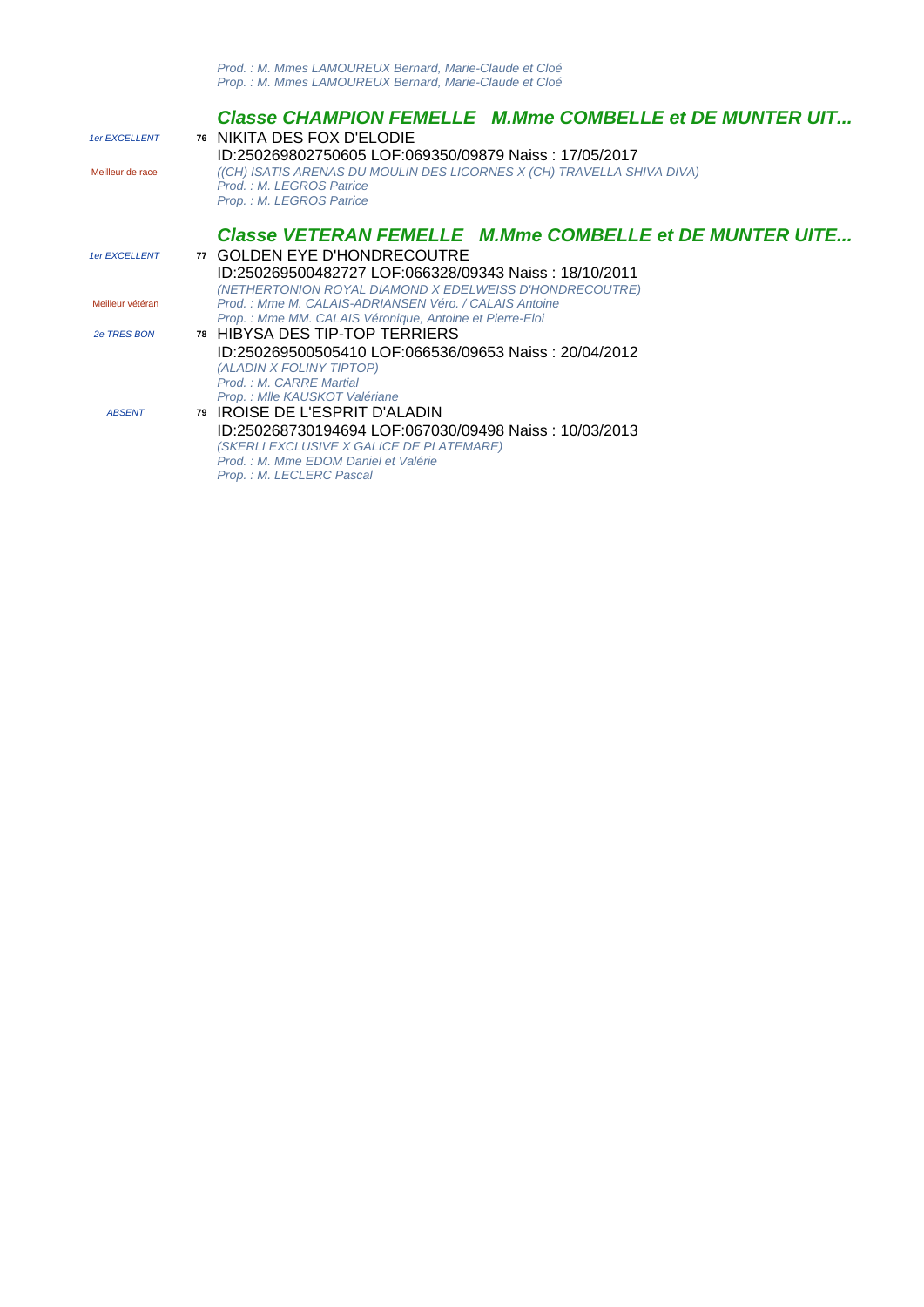*Prod. : M. Mmes LAMOUREUX Bernard, Marie-Claude et Cloé*
*Prop. : M. Mmes LAMOUREUX Bernard, Marie-Claude et Cloé*

## *Classe CHAMPION FEMELLE   M.Mme COMBELLE et DE MUNTER UIT...*

*1er EXCELLENT* **76** NIKITA DES FOX D'ELODIE
ID:250269802750605 LOF:069350/09879 Naiss : 17/05/2017
Meilleur de race *((CH) ISATIS ARENAS DU MOULIN DES LICORNES X (CH) TRAVELLA SHIVA DIVA)*
*Prod. : M. LEGROS Patrice*
*Prop. : M. LEGROS Patrice*

## *Classe VETERAN FEMELLE   M.Mme COMBELLE et DE MUNTER UITE...*

*1er EXCELLENT* **77** GOLDEN EYE D'HONDRECOUTRE
ID:250269500482727 LOF:066328/09343 Naiss : 18/10/2011
*(NETHERTONION ROYAL DIAMOND X EDELWEISS D'HONDRECOUTRE)*
Meilleur vétéran *Prod. : Mme M. CALAIS-ADRIANSEN Véro. / CALAIS Antoine*
*Prop. : Mme MM. CALAIS Véronique, Antoine et Pierre-Eloi*

*2e TRES BON* **78** HIBYSA DES TIP-TOP TERRIERS
ID:250269500505410 LOF:066536/09653 Naiss : 20/04/2012
*(ALADIN X FOLINY TIPTOP)*
*Prod. : M. CARRE Martial*
*Prop. : Mlle KAUSKOT Valériane*

*ABSENT* **79** IROISE DE L'ESPRIT D'ALADIN
ID:250268730194694 LOF:067030/09498 Naiss : 10/03/2013
*(SKERLI EXCLUSIVE X GALICE DE PLATEMARE)*
*Prod. : M. Mme EDOM Daniel et Valérie*
*Prop. : M. LECLERC Pascal*